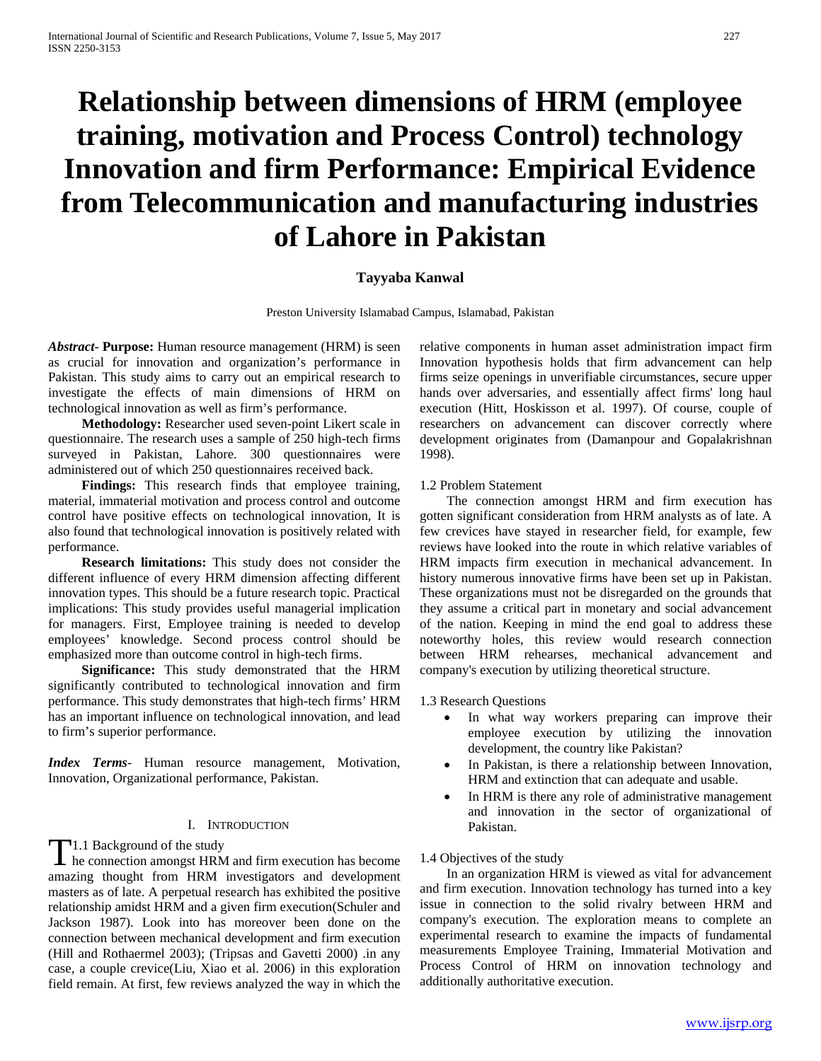# Relationship between dimensions of HRM (employee training, motivation and Process Control) technology Innovation and firm Performance: Empirical Evidence from Telecommunication and manufacturing industries of Lahore in Pakistan

**Tayyaba Kanwal**

Preston University Islamabad Campus, Islamabad, Pakistan

***Abstract*- Purpose:** Human resource management (HRM) is seen as crucial for innovation and organization's performance in Pakistan. This study aims to carry out an empirical research to investigate the effects of main dimensions of HRM on technological innovation as well as firm's performance.

**Methodology:** Researcher used seven-point Likert scale in questionnaire. The research uses a sample of 250 high-tech firms surveyed in Pakistan, Lahore. 300 questionnaires were administered out of which 250 questionnaires received back.

**Findings:** This research finds that employee training, material, immaterial motivation and process control and outcome control have positive effects on technological innovation, It is also found that technological innovation is positively related with performance.

**Research limitations:** This study does not consider the different influence of every HRM dimension affecting different innovation types. This should be a future research topic. Practical implications: This study provides useful managerial implication for managers. First, Employee training is needed to develop employees' knowledge. Second process control should be emphasized more than outcome control in high-tech firms.

**Significance:** This study demonstrated that the HRM significantly contributed to technological innovation and firm performance. This study demonstrates that high-tech firms' HRM has an important influence on technological innovation, and lead to firm's superior performance.

***Index Terms*-** Human resource management, Motivation, Innovation, Organizational performance, Pakistan.

## I. Introduction

1.1 Background of the study

The connection amongst HRM and firm execution has become amazing thought from HRM investigators and development masters as of late. A perpetual research has exhibited the positive relationship amidst HRM and a given firm execution(Schuler and Jackson 1987). Look into has moreover been done on the connection between mechanical development and firm execution (Hill and Rothaermel 2003); (Tripsas and Gavetti 2000) .in any case, a couple crevice(Liu, Xiao et al. 2006) in this exploration field remain. At first, few reviews analyzed the way in which the relative components in human asset administration impact firm Innovation hypothesis holds that firm advancement can help firms seize openings in unverifiable circumstances, secure upper hands over adversaries, and essentially affect firms' long haul execution (Hitt, Hoskisson et al. 1997). Of course, couple of researchers on advancement can discover correctly where development originates from (Damanpour and Gopalakrishnan 1998).

1.2 Problem Statement

The connection amongst HRM and firm execution has gotten significant consideration from HRM analysts as of late. A few crevices have stayed in researcher field, for example, few reviews have looked into the route in which relative variables of HRM impacts firm execution in mechanical advancement. In history numerous innovative firms have been set up in Pakistan. These organizations must not be disregarded on the grounds that they assume a critical part in monetary and social advancement of the nation. Keeping in mind the end goal to address these noteworthy holes, this review would research connection between HRM rehearses, mechanical advancement and company's execution by utilizing theoretical structure.

1.3 Research Questions

- In what way workers preparing can improve their employee execution by utilizing the innovation development, the country like Pakistan?
- In Pakistan, is there a relationship between Innovation, HRM and extinction that can adequate and usable.
- In HRM is there any role of administrative management and innovation in the sector of organizational of Pakistan.

1.4 Objectives of the study

In an organization HRM is viewed as vital for advancement and firm execution. Innovation technology has turned into a key issue in connection to the solid rivalry between HRM and company's execution. The exploration means to complete an experimental research to examine the impacts of fundamental measurements Employee Training, Immaterial Motivation and Process Control of HRM on innovation technology and additionally authoritative execution.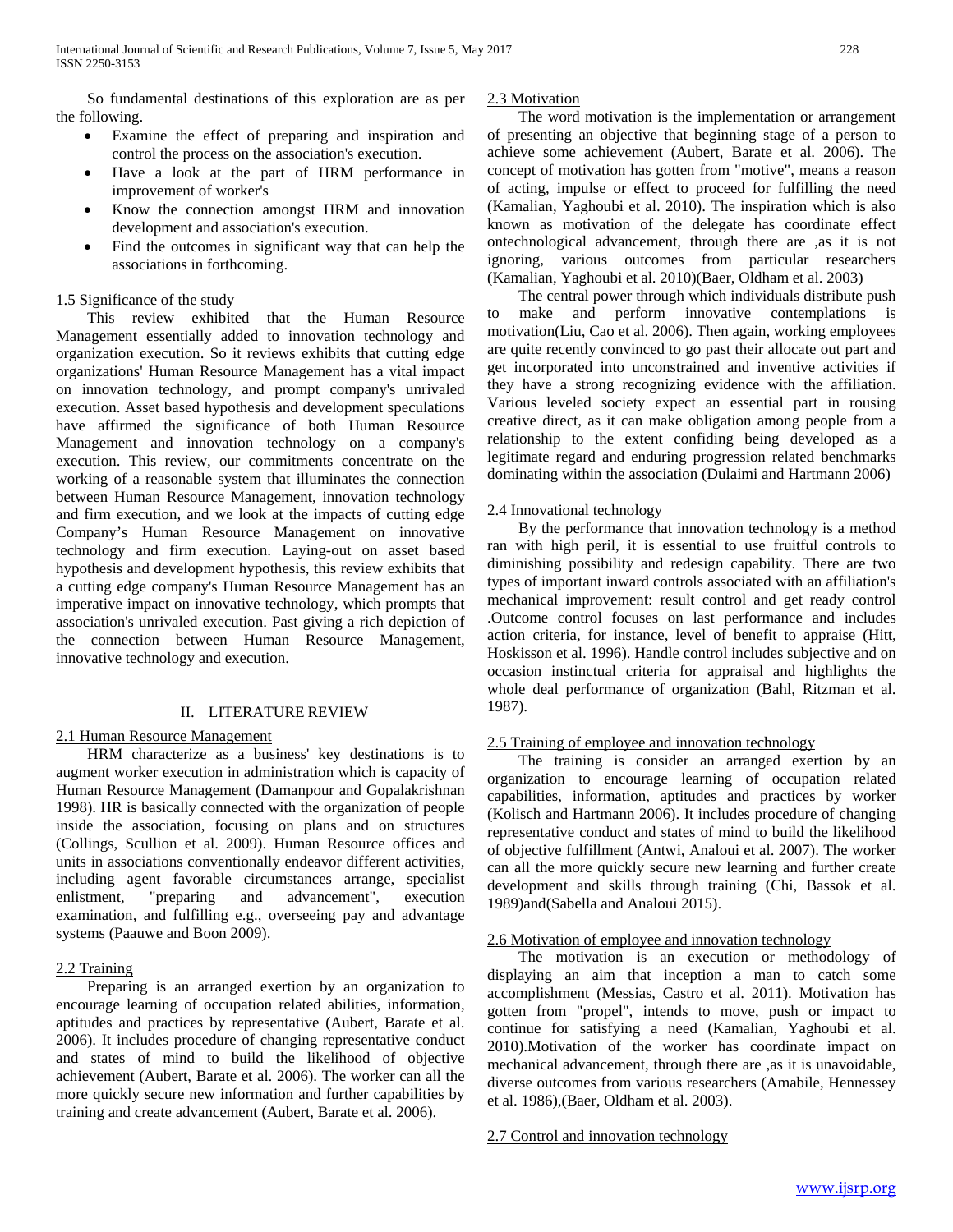So fundamental destinations of this exploration are as per the following.

- Examine the effect of preparing and inspiration and control the process on the association's execution.
- Have a look at the part of HRM performance in improvement of worker's
- Know the connection amongst HRM and innovation development and association's execution.
- Find the outcomes in significant way that can help the associations in forthcoming.

1.5 Significance of the study

This review exhibited that the Human Resource Management essentially added to innovation technology and organization execution. So it reviews exhibits that cutting edge organizations' Human Resource Management has a vital impact on innovation technology, and prompt company's unrivaled execution. Asset based hypothesis and development speculations have affirmed the significance of both Human Resource Management and innovation technology on a company's execution. This review, our commitments concentrate on the working of a reasonable system that illuminates the connection between Human Resource Management, innovation technology and firm execution, and we look at the impacts of cutting edge Company's Human Resource Management on innovative technology and firm execution. Laying-out on asset based hypothesis and development hypothesis, this review exhibits that a cutting edge company's Human Resource Management has an imperative impact on innovative technology, which prompts that association's unrivaled execution. Past giving a rich depiction of the connection between Human Resource Management, innovative technology and execution.

## II. LITERATURE REVIEW

2.1 Human Resource Management

HRM characterize as a business' key destinations is to augment worker execution in administration which is capacity of Human Resource Management (Damanpour and Gopalakrishnan 1998). HR is basically connected with the organization of people inside the association, focusing on plans and on structures (Collings, Scullion et al. 2009). Human Resource offices and units in associations conventionally endeavor different activities, including agent favorable circumstances arrange, specialist enlistment, "preparing and advancement", execution examination, and fulfilling e.g., overseeing pay and advantage systems (Paauwe and Boon 2009).

2.2 Training

Preparing is an arranged exertion by an organization to encourage learning of occupation related abilities, information, aptitudes and practices by representative (Aubert, Barate et al. 2006). It includes procedure of changing representative conduct and states of mind to build the likelihood of objective achievement (Aubert, Barate et al. 2006). The worker can all the more quickly secure new information and further capabilities by training and create advancement (Aubert, Barate et al. 2006).

2.3 Motivation

The word motivation is the implementation or arrangement of presenting an objective that beginning stage of a person to achieve some achievement (Aubert, Barate et al. 2006). The concept of motivation has gotten from "motive", means a reason of acting, impulse or effect to proceed for fulfilling the need (Kamalian, Yaghoubi et al. 2010). The inspiration which is also known as motivation of the delegate has coordinate effect ontechnological advancement, through there are ,as it is not ignoring, various outcomes from particular researchers (Kamalian, Yaghoubi et al. 2010)(Baer, Oldham et al. 2003)

The central power through which individuals distribute push to make and perform innovative contemplations is motivation(Liu, Cao et al. 2006). Then again, working employees are quite recently convinced to go past their allocate out part and get incorporated into unconstrained and inventive activities if they have a strong recognizing evidence with the affiliation. Various leveled society expect an essential part in rousing creative direct, as it can make obligation among people from a relationship to the extent confiding being developed as a legitimate regard and enduring progression related benchmarks dominating within the association (Dulaimi and Hartmann 2006)

2.4 Innovational technology

By the performance that innovation technology is a method ran with high peril, it is essential to use fruitful controls to diminishing possibility and redesign capability. There are two types of important inward controls associated with an affiliation's mechanical improvement: result control and get ready control .Outcome control focuses on last performance and includes action criteria, for instance, level of benefit to appraise (Hitt, Hoskisson et al. 1996). Handle control includes subjective and on occasion instinctual criteria for appraisal and highlights the whole deal performance of organization (Bahl, Ritzman et al. 1987).

2.5 Training of employee and innovation technology

The training is consider an arranged exertion by an organization to encourage learning of occupation related capabilities, information, aptitudes and practices by worker (Kolisch and Hartmann 2006). It includes procedure of changing representative conduct and states of mind to build the likelihood of objective fulfillment (Antwi, Analoui et al. 2007). The worker can all the more quickly secure new learning and further create development and skills through training (Chi, Bassok et al. 1989)and(Sabella and Analoui 2015).

2.6 Motivation of employee and innovation technology

The motivation is an execution or methodology of displaying an aim that inception a man to catch some accomplishment (Messias, Castro et al. 2011). Motivation has gotten from "propel", intends to move, push or impact to continue for satisfying a need (Kamalian, Yaghoubi et al. 2010).Motivation of the worker has coordinate impact on mechanical advancement, through there are ,as it is unavoidable, diverse outcomes from various researchers (Amabile, Hennessey et al. 1986),(Baer, Oldham et al. 2003).

2.7 Control and innovation technology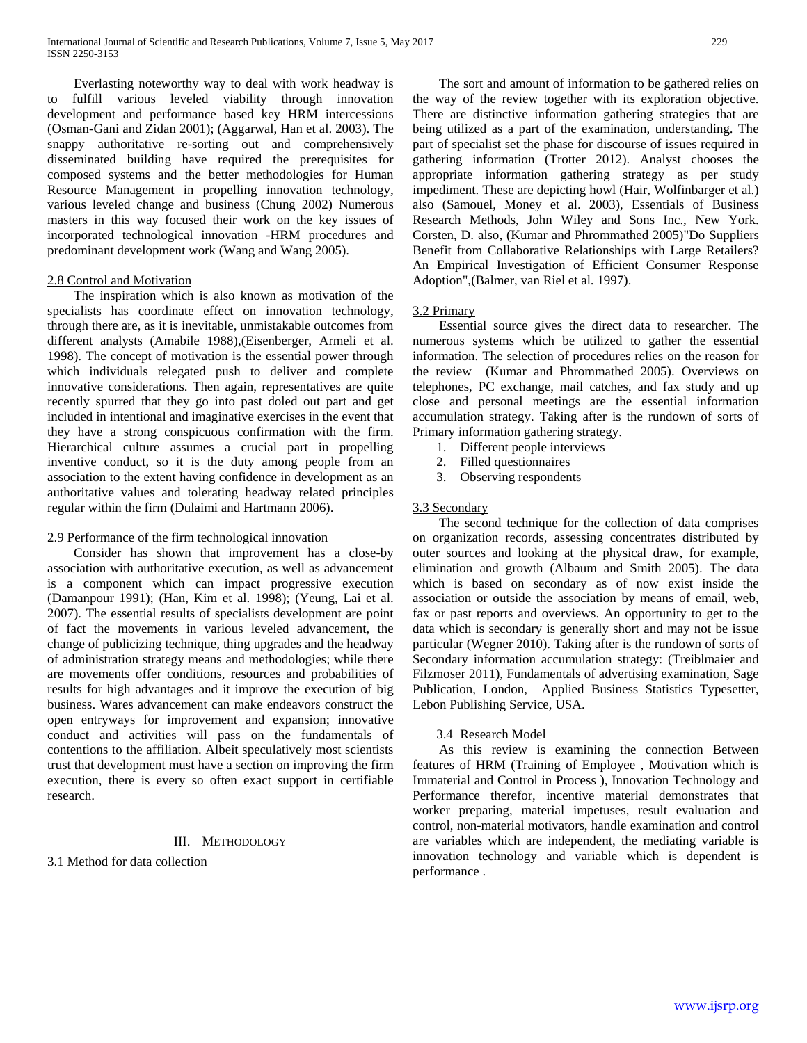Everlasting noteworthy way to deal with work headway is to fulfill various leveled viability through innovation development and performance based key HRM intercessions (Osman-Gani and Zidan 2001); (Aggarwal, Han et al. 2003). The snappy authoritative re-sorting out and comprehensively disseminated building have required the prerequisites for composed systems and the better methodologies for Human Resource Management in propelling innovation technology, various leveled change and business (Chung 2002) Numerous masters in this way focused their work on the key issues of incorporated technological innovation -HRM procedures and predominant development work (Wang and Wang 2005).

## 2.8 Control and Motivation

The inspiration which is also known as motivation of the specialists has coordinate effect on innovation technology, through there are, as it is inevitable, unmistakable outcomes from different analysts (Amabile 1988),(Eisenberger, Armeli et al. 1998). The concept of motivation is the essential power through which individuals relegated push to deliver and complete innovative considerations. Then again, representatives are quite recently spurred that they go into past doled out part and get included in intentional and imaginative exercises in the event that they have a strong conspicuous confirmation with the firm. Hierarchical culture assumes a crucial part in propelling inventive conduct, so it is the duty among people from an association to the extent having confidence in development as an authoritative values and tolerating headway related principles regular within the firm (Dulaimi and Hartmann 2006).

## 2.9 Performance of the firm technological innovation

Consider has shown that improvement has a close-by association with authoritative execution, as well as advancement is a component which can impact progressive execution (Damanpour 1991); (Han, Kim et al. 1998); (Yeung, Lai et al. 2007). The essential results of specialists development are point of fact the movements in various leveled advancement, the change of publicizing technique, thing upgrades and the headway of administration strategy means and methodologies; while there are movements offer conditions, resources and probabilities of results for high advantages and it improve the execution of big business. Wares advancement can make endeavors construct the open entryways for improvement and expansion; innovative conduct and activities will pass on the fundamentals of contentions to the affiliation. Albeit speculatively most scientists trust that development must have a section on improving the firm execution, there is every so often exact support in certifiable research.

# III. Methodology

## 3.1 Method for data collection

The sort and amount of information to be gathered relies on the way of the review together with its exploration objective. There are distinctive information gathering strategies that are being utilized as a part of the examination, understanding. The part of specialist set the phase for discourse of issues required in gathering information (Trotter 2012). Analyst chooses the appropriate information gathering strategy as per study impediment. These are depicting howl (Hair, Wolfinbarger et al.) also (Samouel, Money et al. 2003), Essentials of Business Research Methods, John Wiley and Sons Inc., New York. Corsten, D. also, (Kumar and Phrommathed 2005)"Do Suppliers Benefit from Collaborative Relationships with Large Retailers? An Empirical Investigation of Efficient Consumer Response Adoption",(Balmer, van Riel et al. 1997).

## 3.2 Primary

Essential source gives the direct data to researcher. The numerous systems which be utilized to gather the essential information. The selection of procedures relies on the reason for the review (Kumar and Phrommathed 2005). Overviews on telephones, PC exchange, mail catches, and fax study and up close and personal meetings are the essential information accumulation strategy. Taking after is the rundown of sorts of Primary information gathering strategy.

1. Different people interviews
2. Filled questionnaires
3. Observing respondents

## 3.3 Secondary

The second technique for the collection of data comprises on organization records, assessing concentrates distributed by outer sources and looking at the physical draw, for example, elimination and growth (Albaum and Smith 2005). The data which is based on secondary as of now exist inside the association or outside the association by means of email, web, fax or past reports and overviews. An opportunity to get to the data which is secondary is generally short and may not be issue particular (Wegner 2010). Taking after is the rundown of sorts of Secondary information accumulation strategy: (Treiblmaier and Filzmoser 2011), Fundamentals of advertising examination, Sage Publication, London, Applied Business Statistics Typesetter, Lebon Publishing Service, USA.

## 3.4 Research Model

As this review is examining the connection Between features of HRM (Training of Employee , Motivation which is Immaterial and Control in Process ), Innovation Technology and Performance therefor, incentive material demonstrates that worker preparing, material impetuses, result evaluation and control, non-material motivators, handle examination and control are variables which are independent, the mediating variable is innovation technology and variable which is dependent is performance .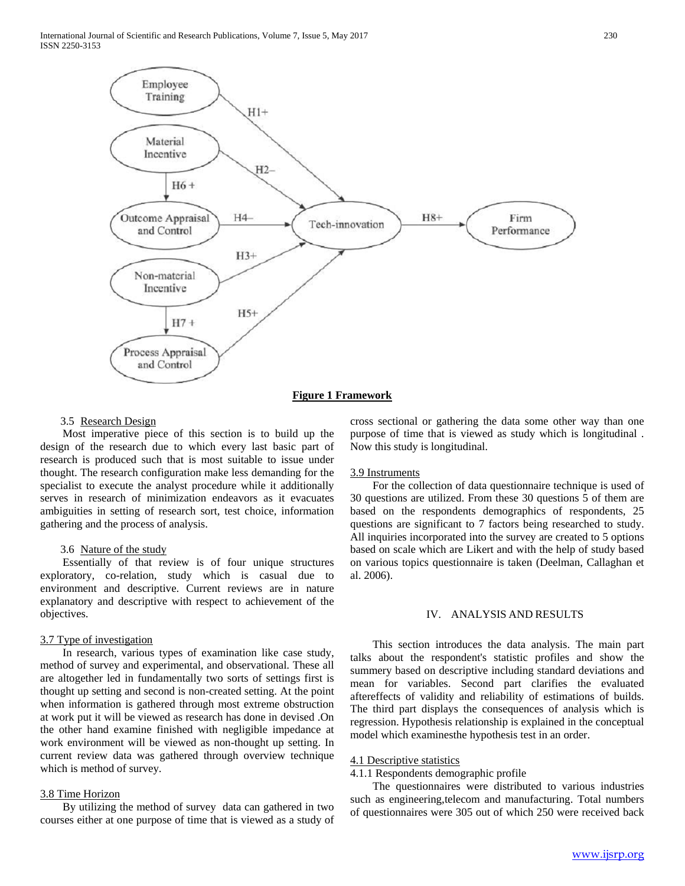**Figure 1 Framework**

3.5 Research Design

Most imperative piece of this section is to build up the design of the research due to which every last basic part of research is produced such that is most suitable to issue under thought. The research configuration make less demanding for the specialist to execute the analyst procedure while it additionally serves in research of minimization endeavors as it evacuates ambiguities in setting of research sort, test choice, information gathering and the process of analysis.

3.6 Nature of the study

Essentially of that review is of four unique structures exploratory, co-relation, study which is casual due to environment and descriptive. Current reviews are in nature explanatory and descriptive with respect to achievement of the objectives.

3.7 Type of investigation

In research, various types of examination like case study, method of survey and experimental, and observational. These all are altogether led in fundamentally two sorts of settings first is thought up setting and second is non-created setting. At the point when information is gathered through most extreme obstruction at work put it will be viewed as research has done in devised .On the other hand examine finished with negligible impedance at work environment will be viewed as non-thought up setting. In current review data was gathered through overview technique which is method of survey.

3.8 Time Horizon

By utilizing the method of survey data can gathered in two courses either at one purpose of time that is viewed as a study of cross sectional or gathering the data some other way than one purpose of time that is viewed as study which is longitudinal . Now this study is longitudinal.

3.9 Instruments

For the collection of data questionnaire technique is used of 30 questions are utilized. From these 30 questions 5 of them are based on the respondents demographics of respondents, 25 questions are significant to 7 factors being researched to study. All inquiries incorporated into the survey are created to 5 options based on scale which are Likert and with the help of study based on various topics questionnaire is taken (Deelman, Callaghan et al. 2006).

# IV. ANALYSIS AND RESULTS

This section introduces the data analysis. The main part talks about the respondent's statistic profiles and show the summery based on descriptive including standard deviations and mean for variables. Second part clarifies the evaluated aftereffects of validity and reliability of estimations of builds. The third part displays the consequences of analysis which is regression. Hypothesis relationship is explained in the conceptual model which examinesthe hypothesis test in an order.

4.1 Descriptive statistics

4.1.1 Respondents demographic profile

The questionnaires were distributed to various industries such as engineering,telecom and manufacturing. Total numbers of questionnaires were 305 out of which 250 were received back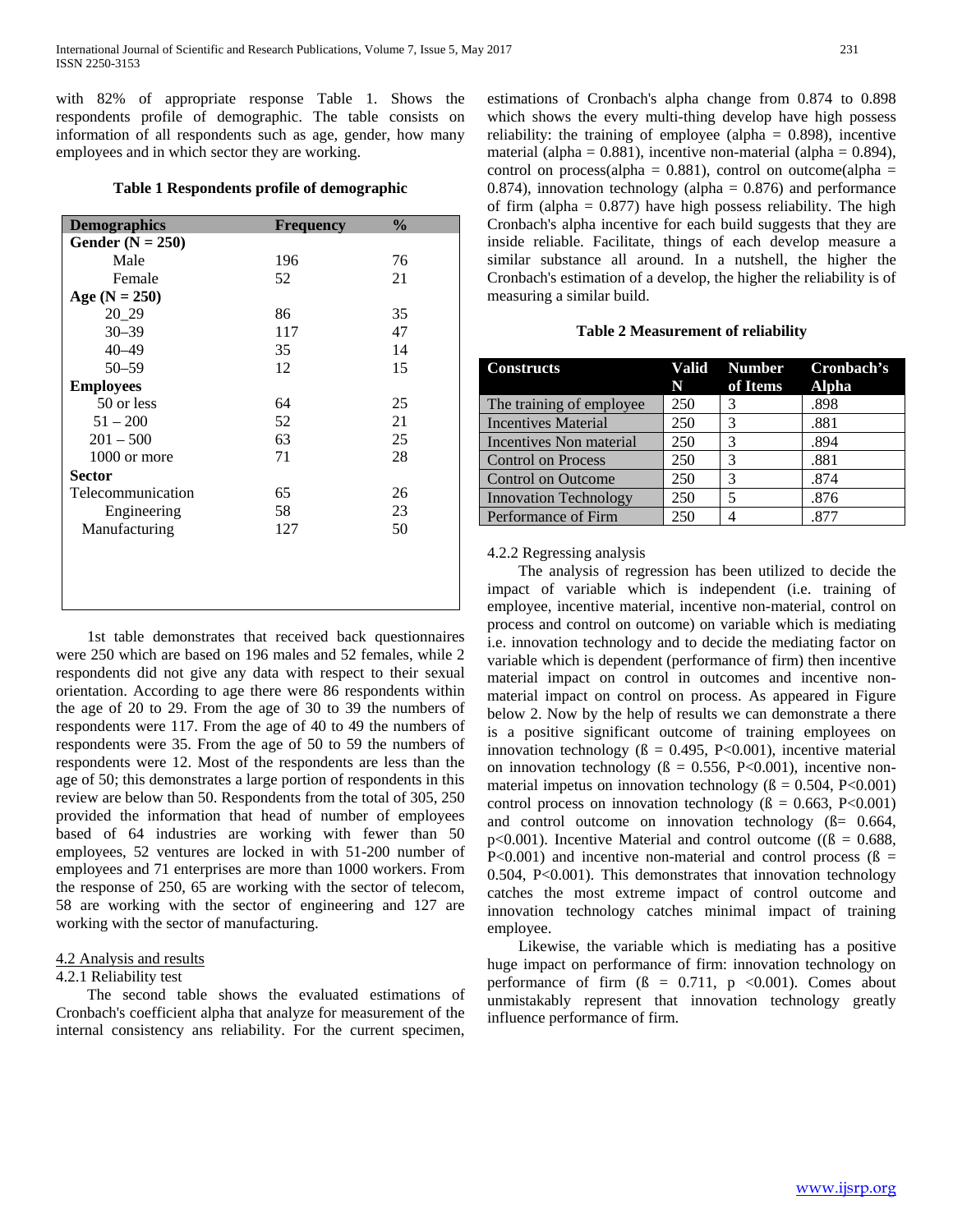with 82% of appropriate response Table 1. Shows the respondents profile of demographic. The table consists on information of all respondents such as age, gender, how many employees and in which sector they are working.

**Table 1 Respondents profile of demographic**

| Demographics | Frequency | % |
|---|---|---|
| **Gender (N = 250)** | | |
| Male | 196 | 76 |
| Female | 52 | 21 |
| **Age (N = 250)** | | |
| 20_29 | 86 | 35 |
| 30–39 | 117 | 47 |
| 40–49 | 35 | 14 |
| 50–59 | 12 | 15 |
| **Employees** | | |
| 50 or less | 64 | 25 |
| 51 – 200 | 52 | 21 |
| 201 – 500 | 63 | 25 |
| 1000 or more | 71 | 28 |
| **Sector** | | |
| Telecommunication | 65 | 26 |
| Engineering | 58 | 23 |
| Manufacturing | 127 | 50 |

1st table demonstrates that received back questionnaires were 250 which are based on 196 males and 52 females, while 2 respondents did not give any data with respect to their sexual orientation. According to age there were 86 respondents within the age of 20 to 29. From the age of 30 to 39 the numbers of respondents were 117. From the age of 40 to 49 the numbers of respondents were 35. From the age of 50 to 59 the numbers of respondents were 12. Most of the respondents are less than the age of 50; this demonstrates a large portion of respondents in this review are below than 50. Respondents from the total of 305, 250 provided the information that head of number of employees based of 64 industries are working with fewer than 50 employees, 52 ventures are locked in with 51-200 number of employees and 71 enterprises are more than 1000 workers. From the response of 250, 65 are working with the sector of telecom, 58 are working with the sector of engineering and 127 are working with the sector of manufacturing.

## 4.2 Analysis and results

### 4.2.1 Reliability test

The second table shows the evaluated estimations of Cronbach's coefficient alpha that analyze for measurement of the internal consistency ans reliability. For the current specimen, estimations of Cronbach's alpha change from 0.874 to 0.898 which shows the every multi-thing develop have high possess reliability: the training of employee (alpha = 0.898), incentive material (alpha = 0.881), incentive non-material (alpha = 0.894), control on process(alpha = 0.881), control on outcome(alpha = 0.874), innovation technology (alpha = 0.876) and performance of firm (alpha = 0.877) have high possess reliability. The high Cronbach's alpha incentive for each build suggests that they are inside reliable. Facilitate, things of each develop measure a similar substance all around. In a nutshell, the higher the Cronbach's estimation of a develop, the higher the reliability is of measuring a similar build.

**Table 2 Measurement of reliability**

| Constructs | Valid N | Number of Items | Cronbach's Alpha |
|---|---|---|---|
| The training of employee | 250 | 3 | .898 |
| Incentives Material | 250 | 3 | .881 |
| Incentives Non material | 250 | 3 | .894 |
| Control on Process | 250 | 3 | .881 |
| Control on Outcome | 250 | 3 | .874 |
| Innovation Technology | 250 | 5 | .876 |
| Performance of Firm | 250 | 4 | .877 |

### 4.2.2 Regressing analysis

The analysis of regression has been utilized to decide the impact of variable which is independent (i.e. training of employee, incentive material, incentive non-material, control on process and control on outcome) on variable which is mediating i.e. innovation technology and to decide the mediating factor on variable which is dependent (performance of firm) then incentive material impact on control in outcomes and incentive non-material impact on control on process. As appeared in Figure below 2. Now by the help of results we can demonstrate a there is a positive significant outcome of training employees on innovation technology ($ß = 0.495$, $P<0.001$), incentive material on innovation technology ($ß = 0.556$, $P<0.001$), incentive non-material impetus on innovation technology ($ß = 0.504$, $P<0.001$) control process on innovation technology ($ß = 0.663$, $P<0.001$) and control outcome on innovation technology ($ß= 0.664$, $p<0.001$). Incentive Material and control outcome (($ß = 0.688$, $P<0.001$) and incentive non-material and control process ($ß = 0.504$, $P<0.001$). This demonstrates that innovation technology catches the most extreme impact of control outcome and innovation technology catches minimal impact of training employee.

Likewise, the variable which is mediating has a positive huge impact on performance of firm: innovation technology on performance of firm ($ß = 0.711$, $p <0.001$). Comes about unmistakably represent that innovation technology greatly influence performance of firm.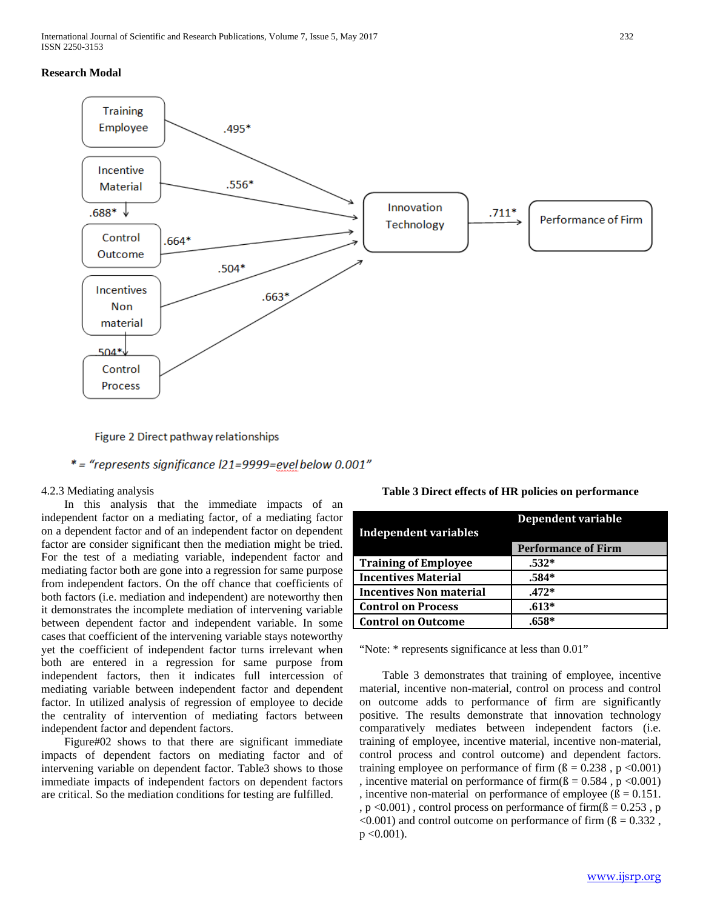**Research Modal**

Figure 2 Direct pathway relationships

*\* = "represents significance l21=9999=evel below 0.001"*

4.2.3 Mediating analysis

In this analysis that the immediate impacts of an independent factor on a mediating factor, of a mediating factor on a dependent factor and of an independent factor on dependent factor are consider significant then the mediation might be tried. For the test of a mediating variable, independent factor and mediating factor both are gone into a regression for same purpose from independent factors. On the off chance that coefficients of both factors (i.e. mediation and independent) are noteworthy then it demonstrates the incomplete mediation of intervening variable between dependent factor and independent variable. In some cases that coefficient of the intervening variable stays noteworthy yet the coefficient of independent factor turns irrelevant when both are entered in a regression for same purpose from independent factors, then it indicates full intercession of mediating variable between independent factor and dependent factor. In utilized analysis of regression of employee to decide the centrality of intervention of mediating factors between independent factor and dependent factors.

Figure#02 shows to that there are significant immediate impacts of dependent factors on mediating factor and of intervening variable on dependent factor. Table3 shows to those immediate impacts of independent factors on dependent factors are critical. So the mediation conditions for testing are fulfilled.

**Table 3 Direct effects of HR policies on performance**

| Independent variables | Dependent variable |
|---|---|
| | Performance of Firm |
| Training of Employee | .532* |
| Incentives Material | .584* |
| Incentives Non material | .472* |
| Control on Process | .613* |
| Control on Outcome | .658* |

"Note: * represents significance at less than 0.01"

Table 3 demonstrates that training of employee, incentive material, incentive non-material, control on process and control on outcome adds to performance of firm are significantly positive. The results demonstrate that innovation technology comparatively mediates between independent factors (i.e. training of employee, incentive material, incentive non-material, control process and control outcome) and dependent factors. training employee on performance of firm (ß = 0.238 , p <0.001) , incentive material on performance of firm(ß = 0.584 , p <0.001) , incentive non-material on performance of employee (ß = 0.151. , p <0.001) , control process on performance of firm(ß = 0.253 , p <0.001) and control outcome on performance of firm (ß = 0.332 , p <0.001).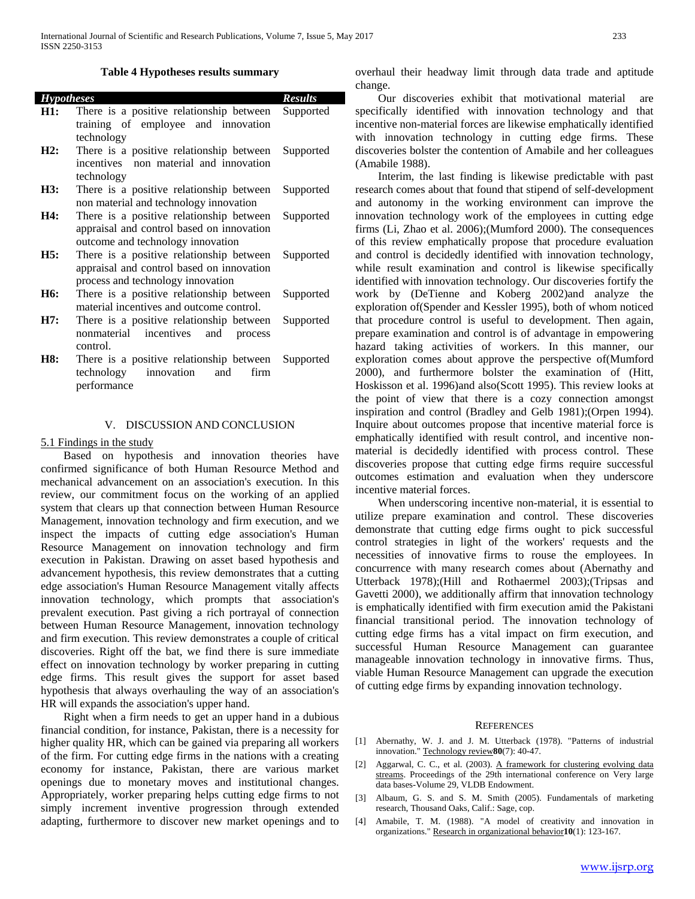**Table 4 Hypotheses results summary**

| *Hypotheses* | | *Results* |
|---|---|---|
| **H1:** | There is a positive relationship between training of employee and innovation technology | Supported |
| **H2:** | There is a positive relationship between incentives non material and innovation technology | Supported |
| **H3:** | There is a positive relationship between non material and technology innovation | Supported |
| **H4:** | There is a positive relationship between appraisal and control based on innovation outcome and technology innovation | Supported |
| **H5:** | There is a positive relationship between appraisal and control based on innovation process and technology innovation | Supported |
| **H6:** | There is a positive relationship between material incentives and outcome control. | Supported |
| **H7:** | There is a positive relationship between nonmaterial incentives and process control. | Supported |
| **H8:** | There is a positive relationship between technology innovation and firm performance | Supported |

## V. DISCUSSION AND CONCLUSION

### 5.1 Findings in the study

Based on hypothesis and innovation theories have confirmed significance of both Human Resource Method and mechanical advancement on an association's execution. In this review, our commitment focus on the working of an applied system that clears up that connection between Human Resource Management, innovation technology and firm execution, and we inspect the impacts of cutting edge association's Human Resource Management on innovation technology and firm execution in Pakistan. Drawing on asset based hypothesis and advancement hypothesis, this review demonstrates that a cutting edge association's Human Resource Management vitally affects innovation technology, which prompts that association's prevalent execution. Past giving a rich portrayal of connection between Human Resource Management, innovation technology and firm execution. This review demonstrates a couple of critical discoveries. Right off the bat, we find there is sure immediate effect on innovation technology by worker preparing in cutting edge firms. This result gives the support for asset based hypothesis that always overhauling the way of an association's HR will expands the association's upper hand.

Right when a firm needs to get an upper hand in a dubious financial condition, for instance, Pakistan, there is a necessity for higher quality HR, which can be gained via preparing all workers of the firm. For cutting edge firms in the nations with a creating economy for instance, Pakistan, there are various market openings due to monetary moves and institutional changes. Appropriately, worker preparing helps cutting edge firms to not simply increment inventive progression through extended adapting, furthermore to discover new market openings and to overhaul their headway limit through data trade and aptitude change.

Our discoveries exhibit that motivational material are specifically identified with innovation technology and that incentive non-material forces are likewise emphatically identified with innovation technology in cutting edge firms. These discoveries bolster the contention of Amabile and her colleagues (Amabile 1988).

Interim, the last finding is likewise predictable with past research comes about that found that stipend of self-development and autonomy in the working environment can improve the innovation technology work of the employees in cutting edge firms (Li, Zhao et al. 2006);(Mumford 2000). The consequences of this review emphatically propose that procedure evaluation and control is decidedly identified with innovation technology, while result examination and control is likewise specifically identified with innovation technology. Our discoveries fortify the work by (DeTienne and Koberg 2002)and analyze the exploration of(Spender and Kessler 1995), both of whom noticed that procedure control is useful to development. Then again, prepare examination and control is of advantage in empowering hazard taking activities of workers. In this manner, our exploration comes about approve the perspective of(Mumford 2000), and furthermore bolster the examination of (Hitt, Hoskisson et al. 1996)and also(Scott 1995). This review looks at the point of view that there is a cozy connection amongst inspiration and control (Bradley and Gelb 1981);(Orpen 1994). Inquire about outcomes propose that incentive material force is emphatically identified with result control, and incentive non-material is decidedly identified with process control. These discoveries propose that cutting edge firms require successful outcomes estimation and evaluation when they underscore incentive material forces.

When underscoring incentive non-material, it is essential to utilize prepare examination and control. These discoveries demonstrate that cutting edge firms ought to pick successful control strategies in light of the workers' requests and the necessities of innovative firms to rouse the employees. In concurrence with many research comes about (Abernathy and Utterback 1978);(Hill and Rothaermel 2003);(Tripsas and Gavetti 2000), we additionally affirm that innovation technology is emphatically identified with firm execution amid the Pakistani financial transitional period. The innovation technology of cutting edge firms has a vital impact on firm execution, and successful Human Resource Management can guarantee manageable innovation technology in innovative firms. Thus, viable Human Resource Management can upgrade the execution of cutting edge firms by expanding innovation technology.

## REFERENCES

[1] Abernathy, W. J. and J. M. Utterback (1978). "Patterns of industrial innovation." Technology review**80**(7): 40-47.

[2] Aggarwal, C. C., et al. (2003). A framework for clustering evolving data streams. Proceedings of the 29th international conference on Very large data bases-Volume 29, VLDB Endowment.

[3] Albaum, G. S. and S. M. Smith (2005). Fundamentals of marketing research, Thousand Oaks, Calif.: Sage, cop.

[4] Amabile, T. M. (1988). "A model of creativity and innovation in organizations." Research in organizational behavior**10**(1): 123-167.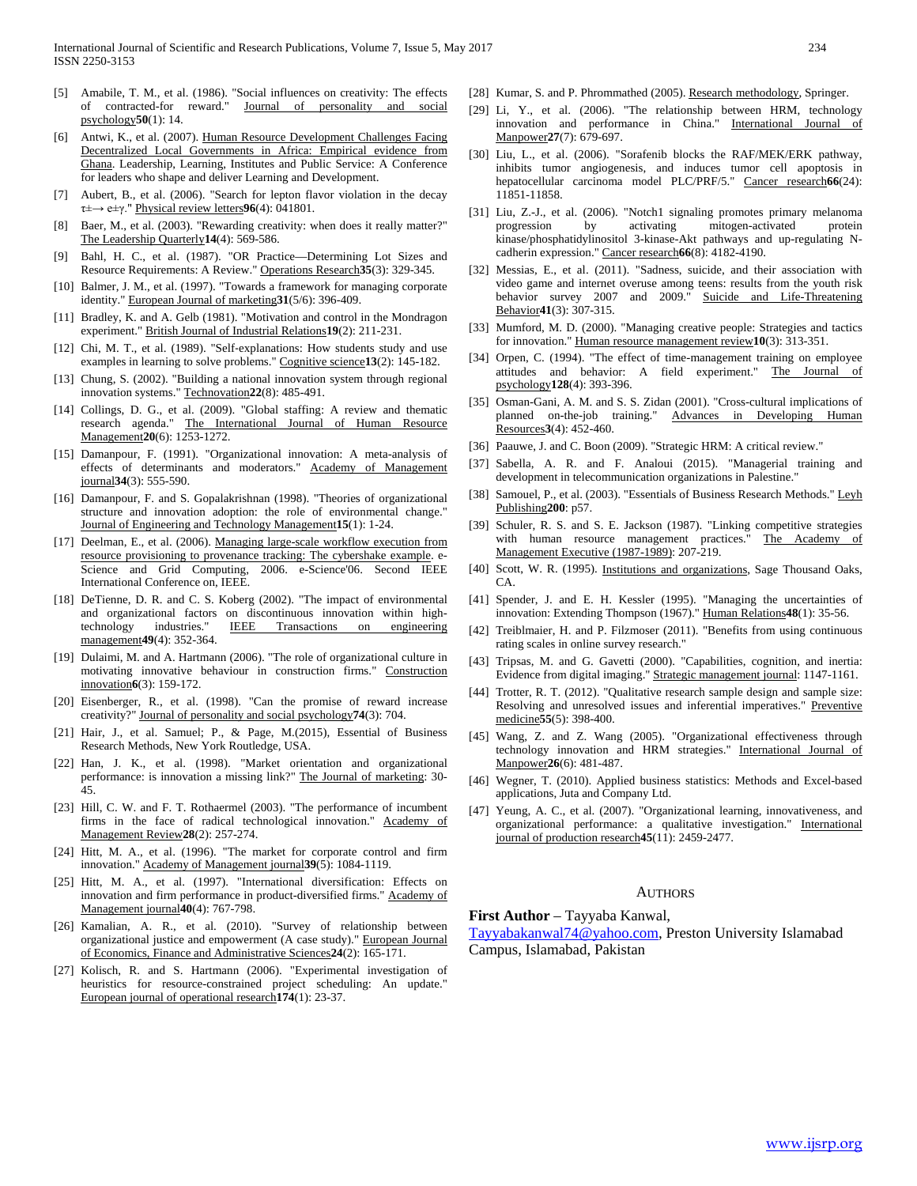[5] Amabile, T. M., et al. (1986). "Social influences on creativity: The effects of contracted-for reward." Journal of personality and social psychology **50**(1): 14.

[6] Antwi, K., et al. (2007). Human Resource Development Challenges Facing Decentralized Local Governments in Africa: Empirical evidence from Ghana. Leadership, Learning, Institutes and Public Service: A Conference for leaders who shape and deliver Learning and Development.

[7] Aubert, B., et al. (2006). "Search for lepton flavor violation in the decay τ±→ e±γ." Physical review letters **96**(4): 041801.

[8] Baer, M., et al. (2003). "Rewarding creativity: when does it really matter?" The Leadership Quarterly **14**(4): 569-586.

[9] Bahl, H. C., et al. (1987). "OR Practice—Determining Lot Sizes and Resource Requirements: A Review." Operations Research **35**(3): 329-345.

[10] Balmer, J. M., et al. (1997). "Towards a framework for managing corporate identity." European Journal of marketing **31**(5/6): 396-409.

[11] Bradley, K. and A. Gelb (1981). "Motivation and control in the Mondragon experiment." British Journal of Industrial Relations **19**(2): 211-231.

[12] Chi, M. T., et al. (1989). "Self-explanations: How students study and use examples in learning to solve problems." Cognitive science **13**(2): 145-182.

[13] Chung, S. (2002). "Building a national innovation system through regional innovation systems." Technovation **22**(8): 485-491.

[14] Collings, D. G., et al. (2009). "Global staffing: A review and thematic research agenda." The International Journal of Human Resource Management **20**(6): 1253-1272.

[15] Damanpour, F. (1991). "Organizational innovation: A meta-analysis of effects of determinants and moderators." Academy of Management journal **34**(3): 555-590.

[16] Damanpour, F. and S. Gopalakrishnan (1998). "Theories of organizational structure and innovation adoption: the role of environmental change." Journal of Engineering and Technology Management **15**(1): 1-24.

[17] Deelman, E., et al. (2006). Managing large-scale workflow execution from resource provisioning to provenance tracking: The cybershake example. e-Science and Grid Computing, 2006. e-Science'06. Second IEEE International Conference on, IEEE.

[18] DeTienne, D. R. and C. S. Koberg (2002). "The impact of environmental and organizational factors on discontinuous innovation within high-technology industries." IEEE Transactions on engineering management **49**(4): 352-364.

[19] Dulaimi, M. and A. Hartmann (2006). "The role of organizational culture in motivating innovative behaviour in construction firms." Construction innovation **6**(3): 159-172.

[20] Eisenberger, R., et al. (1998). "Can the promise of reward increase creativity?" Journal of personality and social psychology **74**(3): 704.

[21] Hair, J., et al. Samuel; P., & Page, M.(2015), Essential of Business Research Methods, New York Routledge, USA.

[22] Han, J. K., et al. (1998). "Market orientation and organizational performance: is innovation a missing link?" The Journal of marketing: 30-45.

[23] Hill, C. W. and F. T. Rothaermel (2003). "The performance of incumbent firms in the face of radical technological innovation." Academy of Management Review **28**(2): 257-274.

[24] Hitt, M. A., et al. (1996). "The market for corporate control and firm innovation." Academy of Management journal **39**(5): 1084-1119.

[25] Hitt, M. A., et al. (1997). "International diversification: Effects on innovation and firm performance in product-diversified firms." Academy of Management journal **40**(4): 767-798.

[26] Kamalian, A. R., et al. (2010). "Survey of relationship between organizational justice and empowerment (A case study)." European Journal of Economics, Finance and Administrative Sciences **24**(2): 165-171.

[27] Kolisch, R. and S. Hartmann (2006). "Experimental investigation of heuristics for resource-constrained project scheduling: An update." European journal of operational research **174**(1): 23-37.

[28] Kumar, S. and P. Phrommathed (2005). Research methodology, Springer.

[29] Li, Y., et al. (2006). "The relationship between HRM, technology innovation and performance in China." International Journal of Manpower **27**(7): 679-697.

[30] Liu, L., et al. (2006). "Sorafenib blocks the RAF/MEK/ERK pathway, inhibits tumor angiogenesis, and induces tumor cell apoptosis in hepatocellular carcinoma model PLC/PRF/5." Cancer research **66**(24): 11851-11858.

[31] Liu, Z.-J., et al. (2006). "Notch1 signaling promotes primary melanoma progression by activating mitogen-activated protein kinase/phosphatidylinositol 3-kinase-Akt pathways and up-regulating N-cadherin expression." Cancer research **66**(8): 4182-4190.

[32] Messias, E., et al. (2011). "Sadness, suicide, and their association with video game and internet overuse among teens: results from the youth risk behavior survey 2007 and 2009." Suicide and Life-Threatening Behavior **41**(3): 307-315.

[33] Mumford, M. D. (2000). "Managing creative people: Strategies and tactics for innovation." Human resource management review **10**(3): 313-351.

[34] Orpen, C. (1994). "The effect of time-management training on employee attitudes and behavior: A field experiment." The Journal of psychology **128**(4): 393-396.

[35] Osman-Gani, A. M. and S. S. Zidan (2001). "Cross-cultural implications of planned on-the-job training." Advances in Developing Human Resources **3**(4): 452-460.

[36] Paauwe, J. and C. Boon (2009). "Strategic HRM: A critical review."

[37] Sabella, A. R. and F. Analoui (2015). "Managerial training and development in telecommunication organizations in Palestine."

[38] Samouel, P., et al. (2003). "Essentials of Business Research Methods." Leyh Publishing **200**: p57.

[39] Schuler, R. S. and S. E. Jackson (1987). "Linking competitive strategies with human resource management practices." The Academy of Management Executive (1987-1989): 207-219.

[40] Scott, W. R. (1995). Institutions and organizations, Sage Thousand Oaks, CA.

[41] Spender, J. and E. H. Kessler (1995). "Managing the uncertainties of innovation: Extending Thompson (1967)." Human Relations **48**(1): 35-56.

[42] Treiblmaier, H. and P. Filzmoser (2011). "Benefits from using continuous rating scales in online survey research."

[43] Tripsas, M. and G. Gavetti (2000). "Capabilities, cognition, and inertia: Evidence from digital imaging." Strategic management journal: 1147-1161.

[44] Trotter, R. T. (2012). "Qualitative research sample design and sample size: Resolving and unresolved issues and inferential imperatives." Preventive medicine **55**(5): 398-400.

[45] Wang, Z. and Z. Wang (2005). "Organizational effectiveness through technology innovation and HRM strategies." International Journal of Manpower **26**(6): 481-487.

[46] Wegner, T. (2010). Applied business statistics: Methods and Excel-based applications, Juta and Company Ltd.

[47] Yeung, A. C., et al. (2007). "Organizational learning, innovativeness, and organizational performance: a qualitative investigation." International journal of production research **45**(11): 2459-2477.

## Authors

**First Author** – Tayyaba Kanwal, Tayyabakanwal74@yahoo.com, Preston University Islamabad Campus, Islamabad, Pakistan